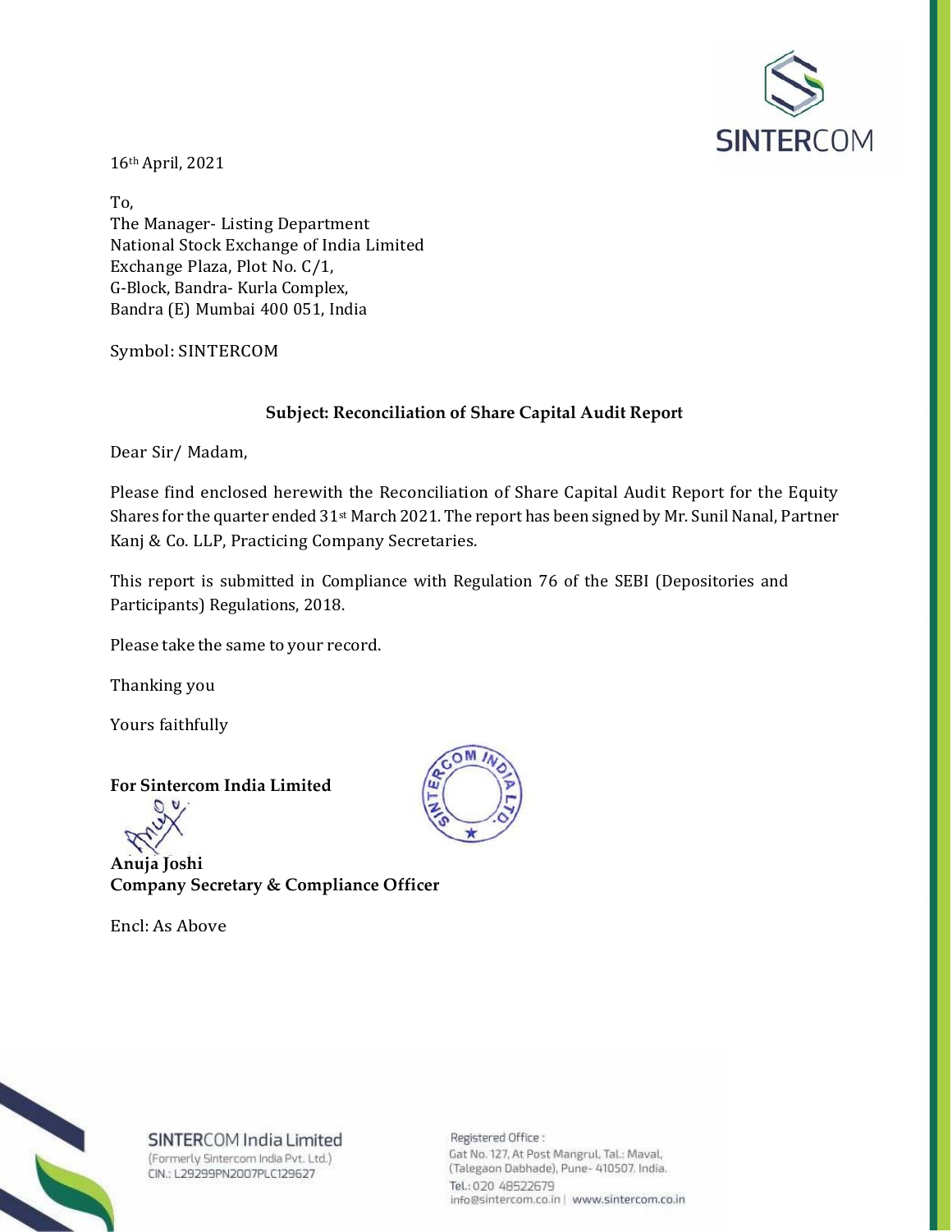16th April, 2021

To,
The Manager- Listing Department
National Stock Exchange of India Limited
Exchange Plaza, Plot No. C/1,
G-Block, Bandra- Kurla Complex,
Bandra (E) Mumbai 400 051, India

Symbol: SINTERCOM

**Subject: Reconciliation of Share Capital Audit Report**

Dear Sir/ Madam,

Please find enclosed herewith the Reconciliation of Share Capital Audit Report for the Equity Shares for the quarter ended 31st March 2021. The report has been signed by Mr. Sunil Nanal, Partner Kanj & Co. LLP, Practicing Company Secretaries.

This report is submitted in Compliance with Regulation 76 of the SEBI (Depositories and Participants) Regulations, 2018.

Please take the same to your record.

Thanking you

Yours faithfully

**For Sintercom India Limited**

**Anuja Joshi**
**Company Secretary & Compliance Officer**

Encl: As Above

SINTERCOM India Limited
(Formerly Sintercom India Pvt. Ltd.)
CIN.: L29299PN2007PLC129627

Registered Office :
Gat No. 127, At Post Mangrul, Tal.: Maval, (Talegaon Dabhade), Pune- 410507. India.
Tel.: 020 48522679
info@sintercom.co.in | www.sintercom.co.in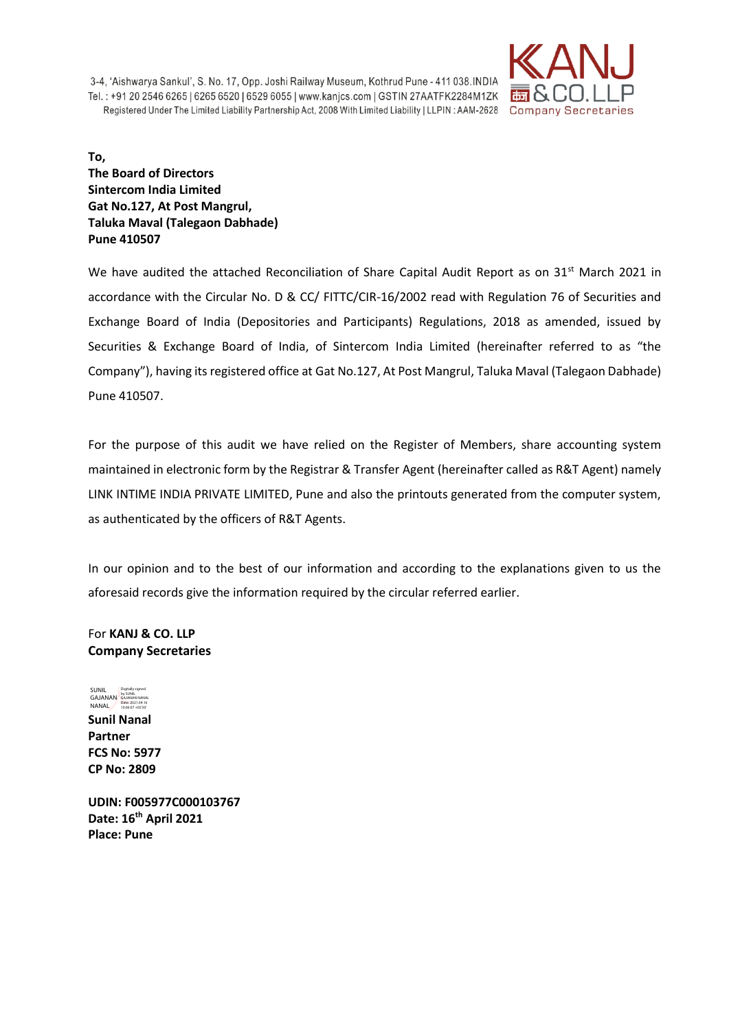3-4, 'Aishwarya Sankul', S. No. 17, Opp. Joshi Railway Museum, Kothrud Pune - 411 038.INDIA
Tel. : +91 20 2546 6265 | 6265 6520 | 6529 6055 | www.kanjcs.com | GSTIN 27AATFK2284M1ZK
Registered Under The Limited Liability Partnership Act, 2008 With Limited Liability | LLPIN : AAM-2628

KANJ & CO. LLP
Company Secretaries

**To,**
**The Board of Directors**
**Sintercom India Limited**
**Gat No.127, At Post Mangrul,**
**Taluka Maval (Talegaon Dabhade)**
**Pune 410507**

We have audited the attached Reconciliation of Share Capital Audit Report as on 31st March 2021 in accordance with the Circular No. D & CC/ FITTC/CIR-16/2002 read with Regulation 76 of Securities and Exchange Board of India (Depositories and Participants) Regulations, 2018 as amended, issued by Securities & Exchange Board of India, of Sintercom India Limited (hereinafter referred to as "the Company"), having its registered office at Gat No.127, At Post Mangrul, Taluka Maval (Talegaon Dabhade) Pune 410507.

For the purpose of this audit we have relied on the Register of Members, share accounting system maintained in electronic form by the Registrar & Transfer Agent (hereinafter called as R&T Agent) namely LINK INTIME INDIA PRIVATE LIMITED, Pune and also the printouts generated from the computer system, as authenticated by the officers of R&T Agents.

In our opinion and to the best of our information and according to the explanations given to us the aforesaid records give the information required by the circular referred earlier.

For **KANJ & CO. LLP**
**Company Secretaries**

SUNIL GAJANAN NANAL Digitally signed by SUNIL GAJANAN NANAL Date: 2021.04.16

**Sunil Nanal**
**Partner**
**FCS No: 5977**
**CP No: 2809**

**UDIN: F005977C000103767**
**Date: 16th April 2021**
**Place: Pune**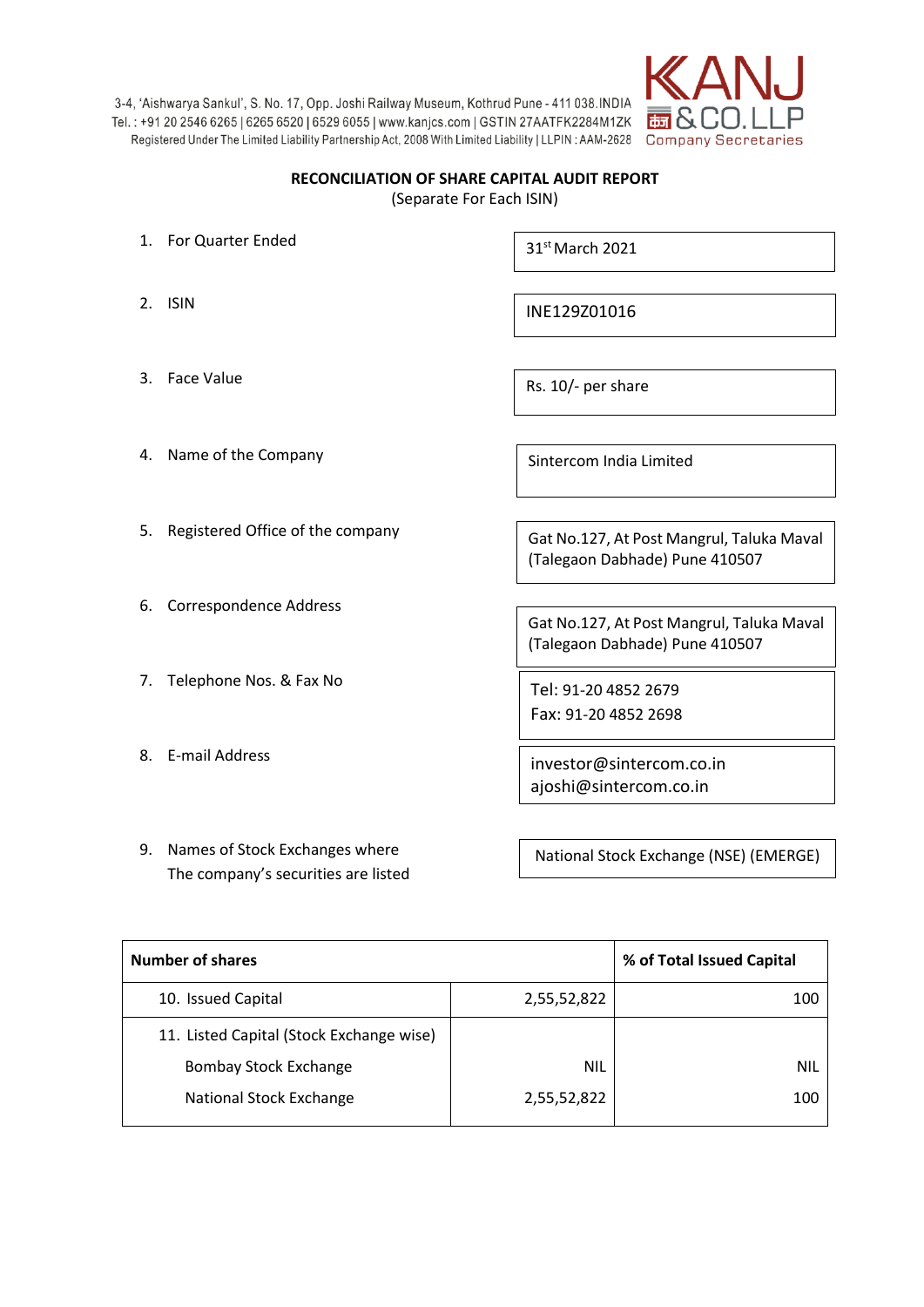3-4, 'Aishwarya Sankul', S. No. 17, Opp. Joshi Railway Museum, Kothrud Pune - 411 038.INDIA
Tel. : +91 20 2546 6265 | 6265 6520 | 6529 6055 | www.kanjcs.com | GSTIN 27AATFK2284M1ZK
Registered Under The Limited Liability Partnership Act, 2008 With Limited Liability | LLPIN : AAM-2628

**KANJ & CO. LLP**
Company Secretaries

**RECONCILIATION OF SHARE CAPITAL AUDIT REPORT**
(Separate For Each ISIN)

| | |
|---|---|
| 1. For Quarter Ended | 31st March 2021 |
| 2. ISIN | INE129Z01016 |
| 3. Face Value | Rs. 10/- per share |
| 4. Name of the Company | Sintercom India Limited |
| 5. Registered Office of the company | Gat No.127, At Post Mangrul, Taluka Maval (Talegaon Dabhade) Pune 410507 |
| 6. Correspondence Address | Gat No.127, At Post Mangrul, Taluka Maval (Talegaon Dabhade) Pune 410507 |
| 7. Telephone Nos. & Fax No | Tel: 91-20 4852 2679<br>Fax: 91-20 4852 2698 |
| 8. E-mail Address | investor@sintercom.co.in<br>ajoshi@sintercom.co.in |
| 9. Names of Stock Exchanges where The company's securities are listed | National Stock Exchange (NSE) (EMERGE) |

| **Number of shares** | | **% of Total Issued Capital** |
|---|---:|---:|
| 10. Issued Capital | 2,55,52,822 | 100 |
| 11. Listed Capital (Stock Exchange wise) | | |
| Bombay Stock Exchange | NIL | NIL |
| National Stock Exchange | 2,55,52,822 | 100 |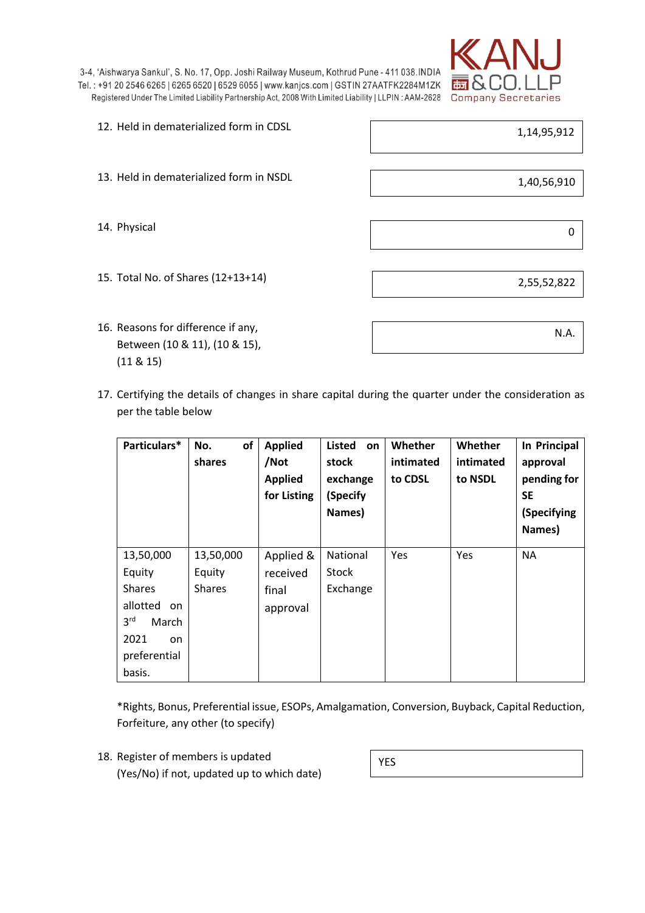12. Held in dematerialized form in CDSL — 1,14,95,912

13. Held in dematerialized form in NSDL — 1,40,56,910

14. Physical — 0

15. Total No. of Shares (12+13+14) — 2,55,52,822

16. Reasons for difference if any, Between (10 & 11), (10 & 15), (11 & 15) — N.A.

17. Certifying the details of changes in share capital during the quarter under the consideration as per the table below

| Particulars* | No. of shares | Applied /Not Applied for Listing | Listed on stock exchange (Specify Names) | Whether intimated to CDSL | Whether intimated to NSDL | In Principal approval pending for SE (Specifying Names) |
|---|---|---|---|---|---|---|
| 13,50,000 Equity Shares allotted on 3rd March 2021 on preferential basis. | 13,50,000 Equity Shares | Applied & received final approval | National Stock Exchange | Yes | Yes | NA |

*Rights, Bonus, Preferential issue, ESOPs, Amalgamation, Conversion, Buyback, Capital Reduction, Forfeiture, any other (to specify)

18. Register of members is updated (Yes/No) if not, updated up to which date — YES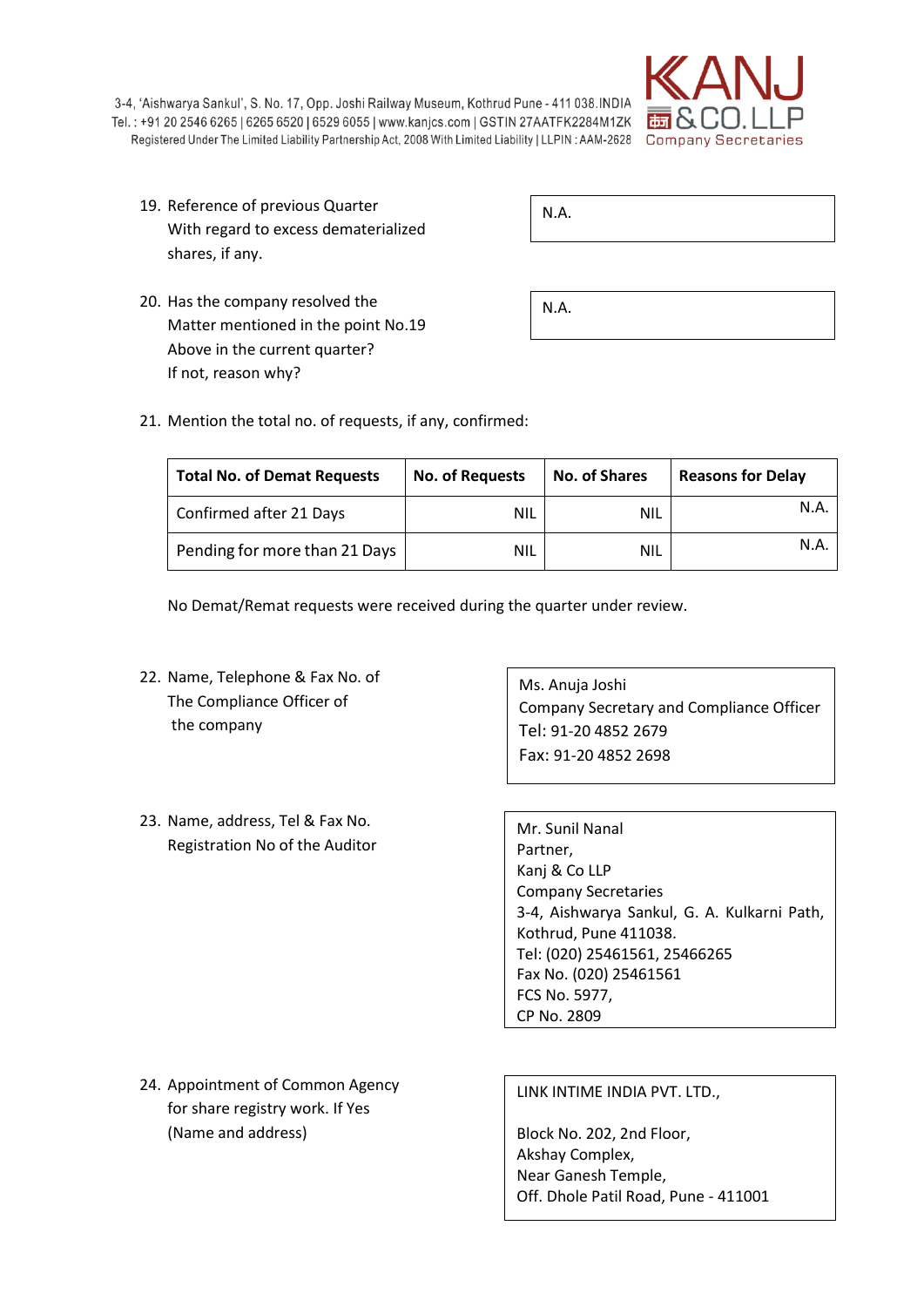19. Reference of previous Quarter With regard to excess dematerialized shares, if any.

N.A.

20. Has the company resolved the Matter mentioned in the point No.19 Above in the current quarter? If not, reason why?

N.A.

21. Mention the total no. of requests, if any, confirmed:

| Total No. of Demat Requests | No. of Requests | No. of Shares | Reasons for Delay |
|---|---|---|---|
| Confirmed after 21 Days | NIL | NIL | N.A. |
| Pending for more than 21 Days | NIL | NIL | N.A. |

No Demat/Remat requests were received during the quarter under review.

22. Name, Telephone & Fax No. of The Compliance Officer of the company

Ms. Anuja Joshi
Company Secretary and Compliance Officer
Tel: 91-20 4852 2679
Fax: 91-20 4852 2698

23. Name, address, Tel & Fax No. Registration No of the Auditor

Mr. Sunil Nanal
Partner,
Kanj & Co LLP
Company Secretaries
3-4, Aishwarya Sankul, G. A. Kulkarni Path, Kothrud, Pune 411038.
Tel: (020) 25461561, 25466265
Fax No. (020) 25461561
FCS No. 5977,
CP No. 2809

24. Appointment of Common Agency for share registry work. If Yes (Name and address)

LINK INTIME INDIA PVT. LTD.,

Block No. 202, 2nd Floor,
Akshay Complex,
Near Ganesh Temple,
Off. Dhole Patil Road, Pune - 411001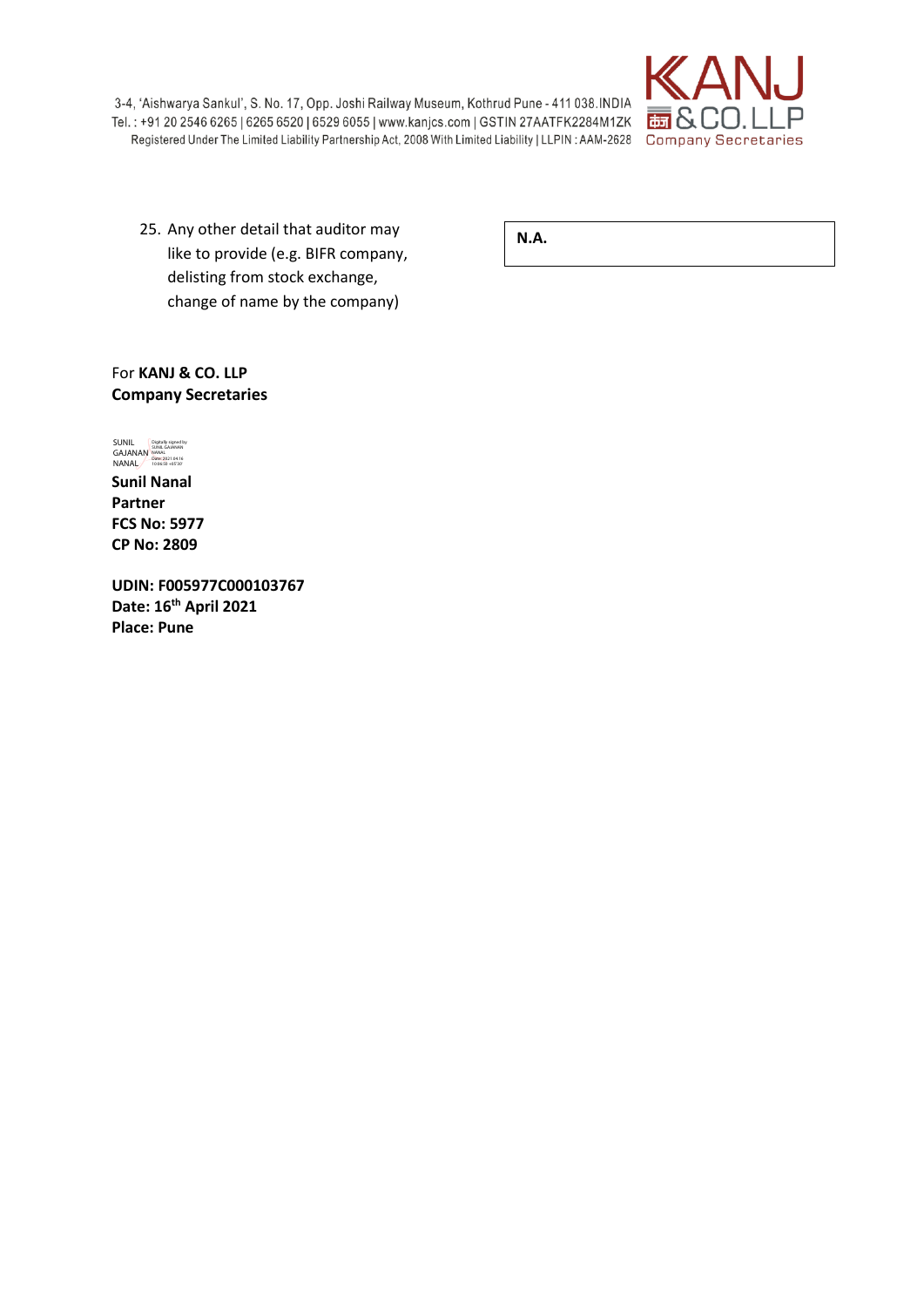| | |
|---|---|
| 25. Any other detail that auditor may like to provide (e.g. BIFR company, delisting from stock exchange, change of name by the company) | **N.A.** |

For **KANJ & CO. LLP**
**Company Secretaries**

SUNIL GAJANAN NANAL
Digitally signed by SUNIL GAJANAN NANAL
Date: 2021.04.16 10:06:58 +05'30'

**Sunil Nanal**
**Partner**
**FCS No: 5977**
**CP No: 2809**

**UDIN: F005977C000103767**
**Date: 16th April 2021**
**Place: Pune**